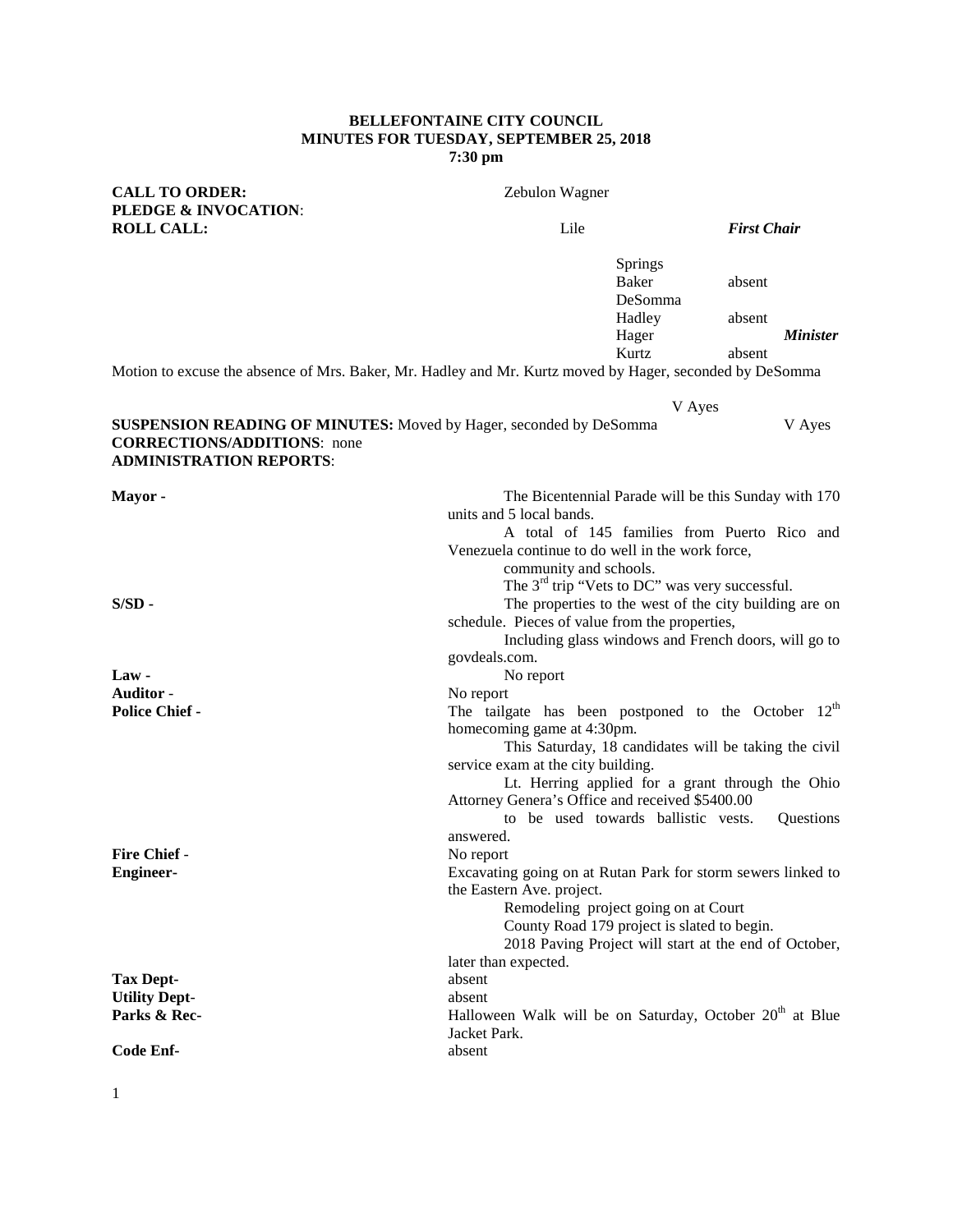**BELLEFONTAINE CITY COUNCIL**
**MINUTES FOR TUESDAY, SEPTEMBER 25, 2018**
**7:30 pm**

**CALL TO ORDER:** Zebulon Wagner
**PLEDGE & INVOCATION**:
**ROLL CALL:** Lile *First Chair*

Springs
Baker absent
DeSomma
Hadley absent
Hager *Minister*
Kurtz absent

Motion to excuse the absence of Mrs. Baker, Mr. Hadley and Mr. Kurtz moved by Hager, seconded by DeSomma

V Ayes

**SUSPENSION READING OF MINUTES:** Moved by Hager, seconded by DeSomma V Ayes
**CORRECTIONS/ADDITIONS**: none
**ADMINISTRATION REPORTS**:

**Mayor -** The Bicentennial Parade will be this Sunday with 170 units and 5 local bands.
A total of 145 families from Puerto Rico and Venezuela continue to do well in the work force, community and schools.
The 3rd trip "Vets to DC" was very successful.

**S/SD -** The properties to the west of the city building are on schedule. Pieces of value from the properties, Including glass windows and French doors, will go to govdeals.com.

**Law -** No report

**Auditor** - No report

**Police Chief -** The tailgate has been postponed to the October 12th homecoming game at 4:30pm.
This Saturday, 18 candidates will be taking the civil service exam at the city building.
Lt. Herring applied for a grant through the Ohio Attorney Genera's Office and received $5400.00 to be used towards ballistic vests. Questions answered.

**Fire Chief** - No report

**Engineer**- Excavating going on at Rutan Park for storm sewers linked to the Eastern Ave. project.
Remodeling project going on at Court
County Road 179 project is slated to begin.
2018 Paving Project will start at the end of October, later than expected.

**Tax Dept-** absent

**Utility Dept**- absent

**Parks & Rec-** Halloween Walk will be on Saturday, October 20th at Blue Jacket Park.

**Code Enf-** absent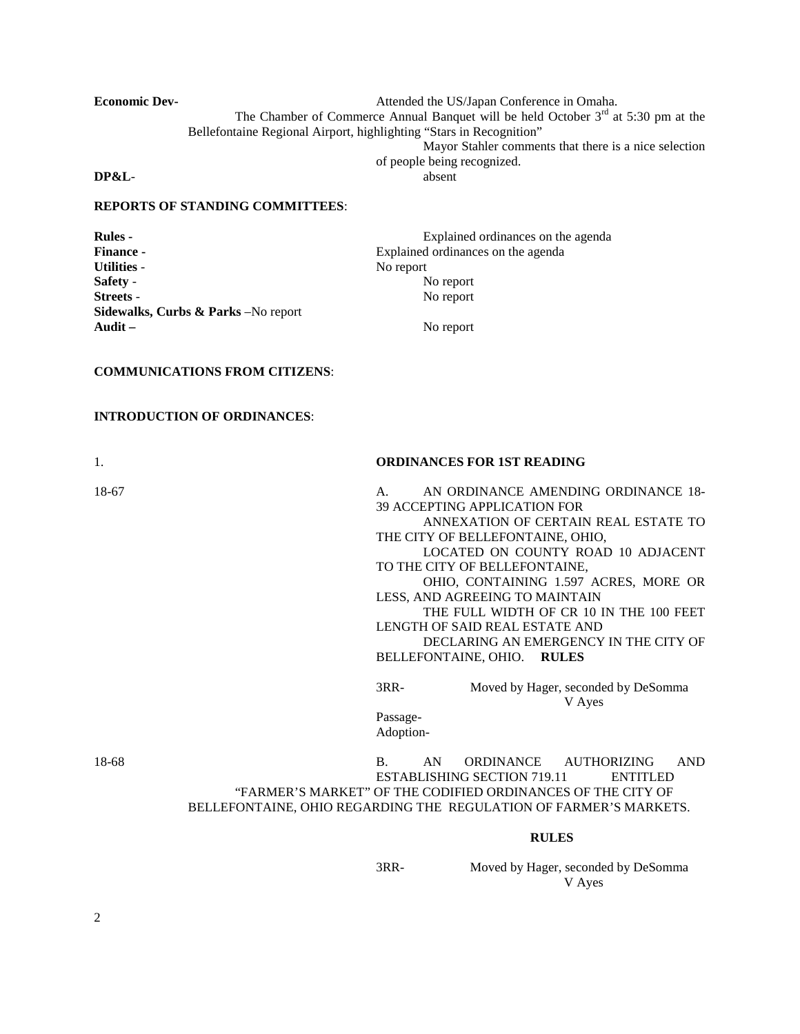**Economic Dev-** Attended the US/Japan Conference in Omaha.

The Chamber of Commerce Annual Banquet will be held October 3rd at 5:30 pm at the Bellefontaine Regional Airport, highlighting "Stars in Recognition"

Mayor Stahler comments that there is a nice selection of people being recognized.

**DP&L-** absent

**REPORTS OF STANDING COMMITTEES**:

**Rules -** Explained ordinances on the agenda
**Finance -** Explained ordinances on the agenda
**Utilities -** No report
**Safety -** No report
**Streets -** No report
**Sidewalks, Curbs & Parks** –No report
**Audit –** No report

**COMMUNICATIONS FROM CITIZENS**:

**INTRODUCTION OF ORDINANCES**:

1. **ORDINANCES FOR 1ST READING**

18-67

A. AN ORDINANCE AMENDING ORDINANCE 18-39 ACCEPTING APPLICATION FOR ANNEXATION OF CERTAIN REAL ESTATE TO THE CITY OF BELLEFONTAINE, OHIO, LOCATED ON COUNTY ROAD 10 ADJACENT TO THE CITY OF BELLEFONTAINE, OHIO, CONTAINING 1.597 ACRES, MORE OR LESS, AND AGREEING TO MAINTAIN THE FULL WIDTH OF CR 10 IN THE 100 FEET LENGTH OF SAID REAL ESTATE AND DECLARING AN EMERGENCY IN THE CITY OF BELLEFONTAINE, OHIO. **RULES**

3RR- Moved by Hager, seconded by DeSomma
V Ayes

Passage-
Adoption-

18-68

B. AN ORDINANCE AUTHORIZING AND ESTABLISHING SECTION 719.11 ENTITLED "FARMER'S MARKET" OF THE CODIFIED ORDINANCES OF THE CITY OF BELLEFONTAINE, OHIO REGARDING THE REGULATION OF FARMER'S MARKETS.

**RULES**

3RR- Moved by Hager, seconded by DeSomma
V Ayes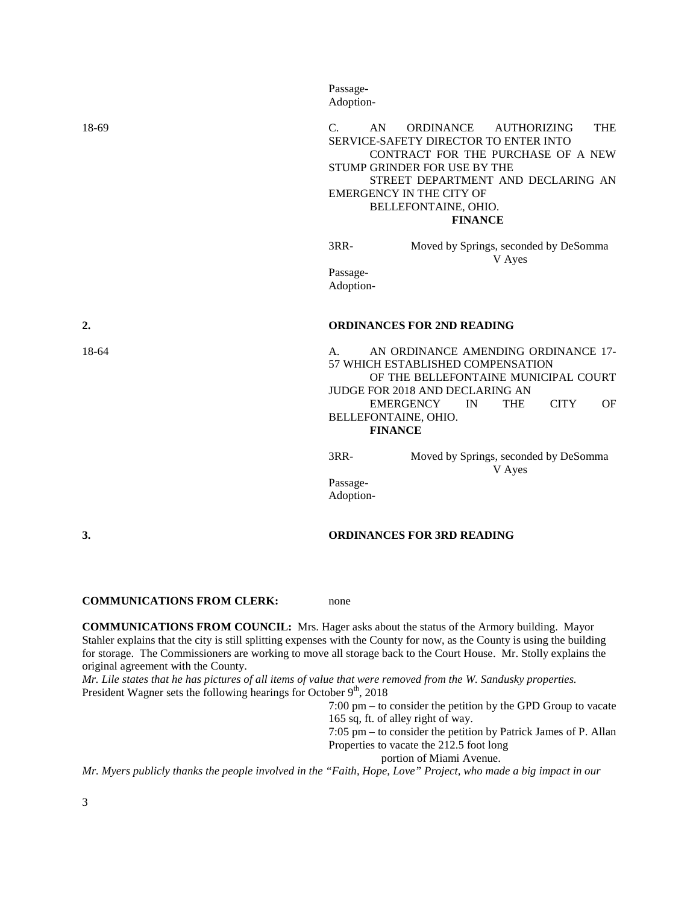Passage-
Adoption-

18-69

C. AN ORDINANCE AUTHORIZING THE SERVICE-SAFETY DIRECTOR TO ENTER INTO CONTRACT FOR THE PURCHASE OF A NEW STUMP GRINDER FOR USE BY THE STREET DEPARTMENT AND DECLARING AN EMERGENCY IN THE CITY OF BELLEFONTAINE, OHIO.
**FINANCE**

3RR- Moved by Springs, seconded by DeSomma
V Ayes

Passage-
Adoption-

**2. ORDINANCES FOR 2ND READING**

18-64

A. AN ORDINANCE AMENDING ORDINANCE 17-57 WHICH ESTABLISHED COMPENSATION OF THE BELLEFONTAINE MUNICIPAL COURT JUDGE FOR 2018 AND DECLARING AN EMERGENCY IN THE CITY OF BELLEFONTAINE, OHIO.
**FINANCE**

3RR- Moved by Springs, seconded by DeSomma
V Ayes

Passage-
Adoption-

**3. ORDINANCES FOR 3RD READING**

**COMMUNICATIONS FROM CLERK:** none

**COMMUNICATIONS FROM COUNCIL:** Mrs. Hager asks about the status of the Armory building. Mayor Stahler explains that the city is still splitting expenses with the County for now, as the County is using the building for storage. The Commissioners are working to move all storage back to the Court House. Mr. Stolly explains the original agreement with the County.

*Mr. Lile states that he has pictures of all items of value that were removed from the W. Sandusky properties.*

President Wagner sets the following hearings for October 9th, 2018

7:00 pm – to consider the petition by the GPD Group to vacate 165 sq, ft. of alley right of way.

7:05 pm – to consider the petition by Patrick James of P. Allan Properties to vacate the 212.5 foot long portion of Miami Avenue.

*Mr. Myers publicly thanks the people involved in the "Faith, Hope, Love" Project, who made a big impact in our*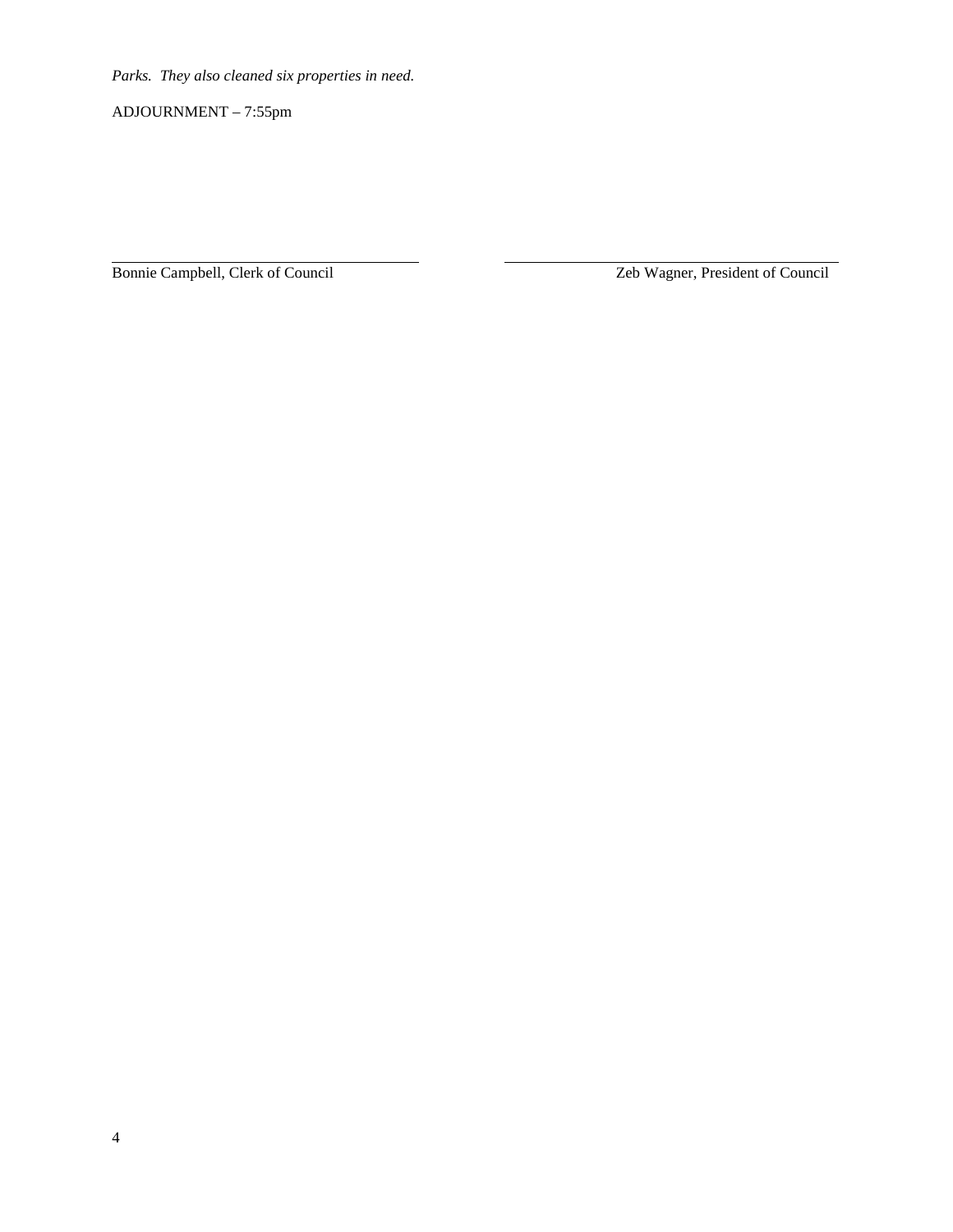*Parks. They also cleaned six properties in need.*

ADJOURNMENT – 7:55pm

\_\_\_\_\_\_\_\_\_\_\_\_\_\_\_\_\_\_\_\_\_\_\_\_\_\_\_\_\_\_\_\_\_\_\_\_ \_\_\_\_\_\_\_\_\_\_\_\_\_\_\_\_\_\_\_\_\_\_\_\_\_\_\_\_\_\_\_\_\_\_\_\_

Bonnie Campbell, Clerk of Council Zeb Wagner, President of Council